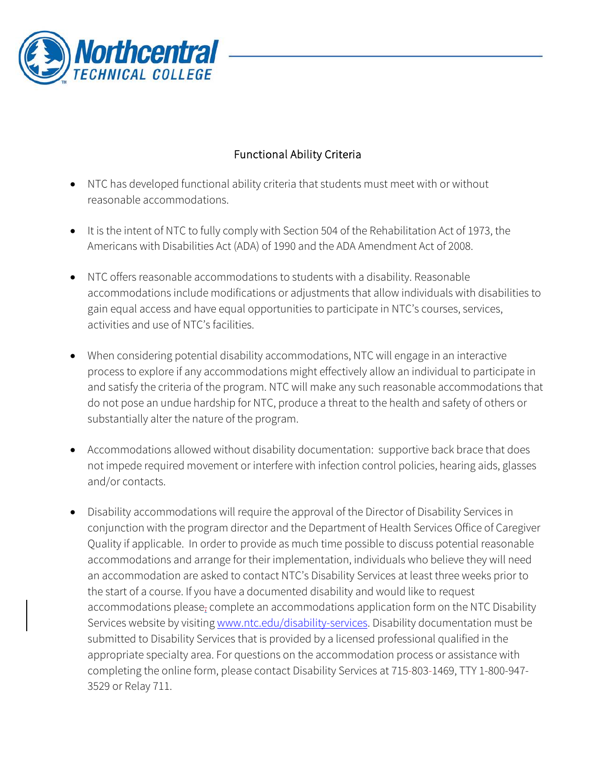# Functional Ability Criteria

- NTC has developed functional ability criteria that students must meet with or without reasonable accommodations.

- It is the intent of NTC to fully comply with Section 504 of the Rehabilitation Act of 1973, the Americans with Disabilities Act (ADA) of 1990 and the ADA Amendment Act of 2008.

- NTC offers reasonable accommodations to students with a disability. Reasonable accommodations include modifications or adjustments that allow individuals with disabilities to gain equal access and have equal opportunities to participate in NTC's courses, services, activities and use of NTC's facilities.

- When considering potential disability accommodations, NTC will engage in an interactive process to explore if any accommodations might effectively allow an individual to participate in and satisfy the criteria of the program. NTC will make any such reasonable accommodations that do not pose an undue hardship for NTC, produce a threat to the health and safety of others or substantially alter the nature of the program.

- Accommodations allowed without disability documentation: supportive back brace that does not impede required movement or interfere with infection control policies, hearing aids, glasses and/or contacts.

- Disability accommodations will require the approval of the Director of Disability Services in conjunction with the program director and the Department of Health Services Office of Caregiver Quality if applicable. In order to provide as much time possible to discuss potential reasonable accommodations and arrange for their implementation, individuals who believe they will need an accommodation are asked to contact NTC's Disability Services at least three weeks prior to the start of a course. If you have a documented disability and would like to request accommodations please complete an accommodations application form on the NTC Disability Services website by visiting www.ntc.edu/disability-services. Disability documentation must be submitted to Disability Services that is provided by a licensed professional qualified in the appropriate specialty area. For questions on the accommodation process or assistance with completing the online form, please contact Disability Services at 715-803-1469, TTY 1-800-947-3529 or Relay 711.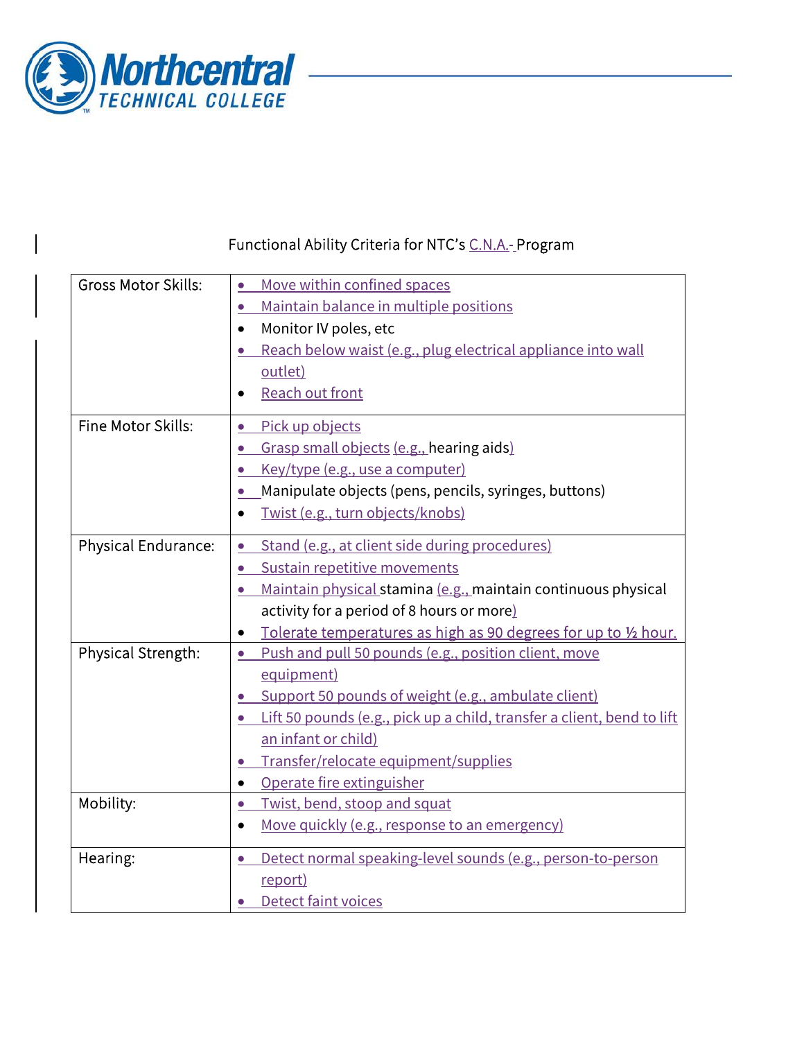Functional Ability Criteria for NTC's C.N.A. Program

| | |
|---|---|
| Gross Motor Skills: | • Move within confined spaces<br>• Maintain balance in multiple positions<br>• Monitor IV poles, etc<br>• Reach below waist (e.g., plug electrical appliance into wall outlet)<br>• Reach out front |
| Fine Motor Skills: | • Pick up objects<br>• Grasp small objects (e.g., hearing aids)<br>• Key/type (e.g., use a computer)<br>• Manipulate objects (pens, pencils, syringes, buttons)<br>• Twist (e.g., turn objects/knobs) |
| Physical Endurance: | • Stand (e.g., at client side during procedures)<br>• Sustain repetitive movements<br>• Maintain physical stamina (e.g., maintain continuous physical activity for a period of 8 hours or more)<br>• Tolerate temperatures as high as 90 degrees for up to ½ hour. |
| Physical Strength: | • Push and pull 50 pounds (e.g., position client, move equipment)<br>• Support 50 pounds of weight (e.g., ambulate client)<br>• Lift 50 pounds (e.g., pick up a child, transfer a client, bend to lift an infant or child)<br>• Transfer/relocate equipment/supplies<br>• Operate fire extinguisher |
| Mobility: | • Twist, bend, stoop and squat<br>• Move quickly (e.g., response to an emergency) |
| Hearing: | • Detect normal speaking-level sounds (e.g., person-to-person report)<br>• Detect faint voices |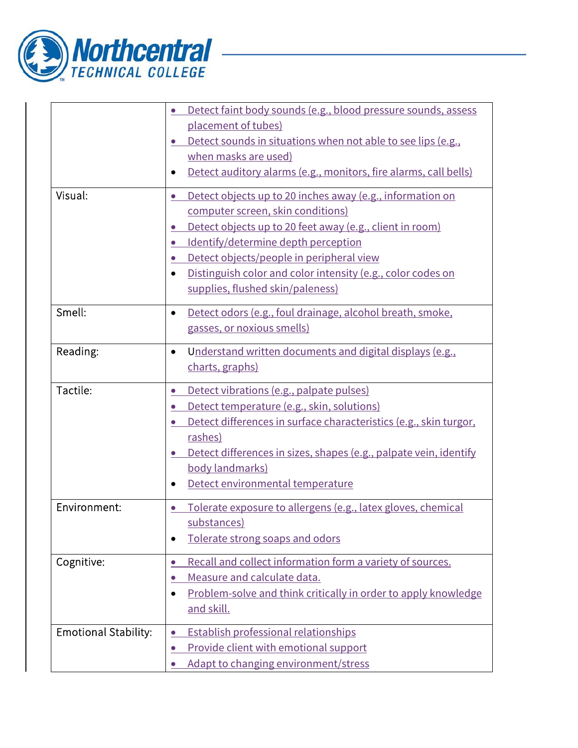| | |
|---|---|
| | • Detect faint body sounds (e.g., blood pressure sounds, assess placement of tubes)<br>• Detect sounds in situations when not able to see lips (e.g., when masks are used)<br>• Detect auditory alarms (e.g., monitors, fire alarms, call bells) |
| Visual: | • Detect objects up to 20 inches away (e.g., information on computer screen, skin conditions)<br>• Detect objects up to 20 feet away (e.g., client in room)<br>• Identify/determine depth perception<br>• Detect objects/people in peripheral view<br>• Distinguish color and color intensity (e.g., color codes on supplies, flushed skin/paleness) |
| Smell: | • Detect odors (e.g., foul drainage, alcohol breath, smoke, gasses, or noxious smells) |
| Reading: | • Understand written documents and digital displays (e.g., charts, graphs) |
| Tactile: | • Detect vibrations (e.g., palpate pulses)<br>• Detect temperature (e.g., skin, solutions)<br>• Detect differences in surface characteristics (e.g., skin turgor, rashes)<br>• Detect differences in sizes, shapes (e.g., palpate vein, identify body landmarks)<br>• Detect environmental temperature |
| Environment: | • Tolerate exposure to allergens (e.g., latex gloves, chemical substances)<br>• Tolerate strong soaps and odors |
| Cognitive: | • Recall and collect information form a variety of sources.<br>• Measure and calculate data.<br>• Problem-solve and think critically in order to apply knowledge and skill. |
| Emotional Stability: | • Establish professional relationships<br>• Provide client with emotional support<br>• Adapt to changing environment/stress |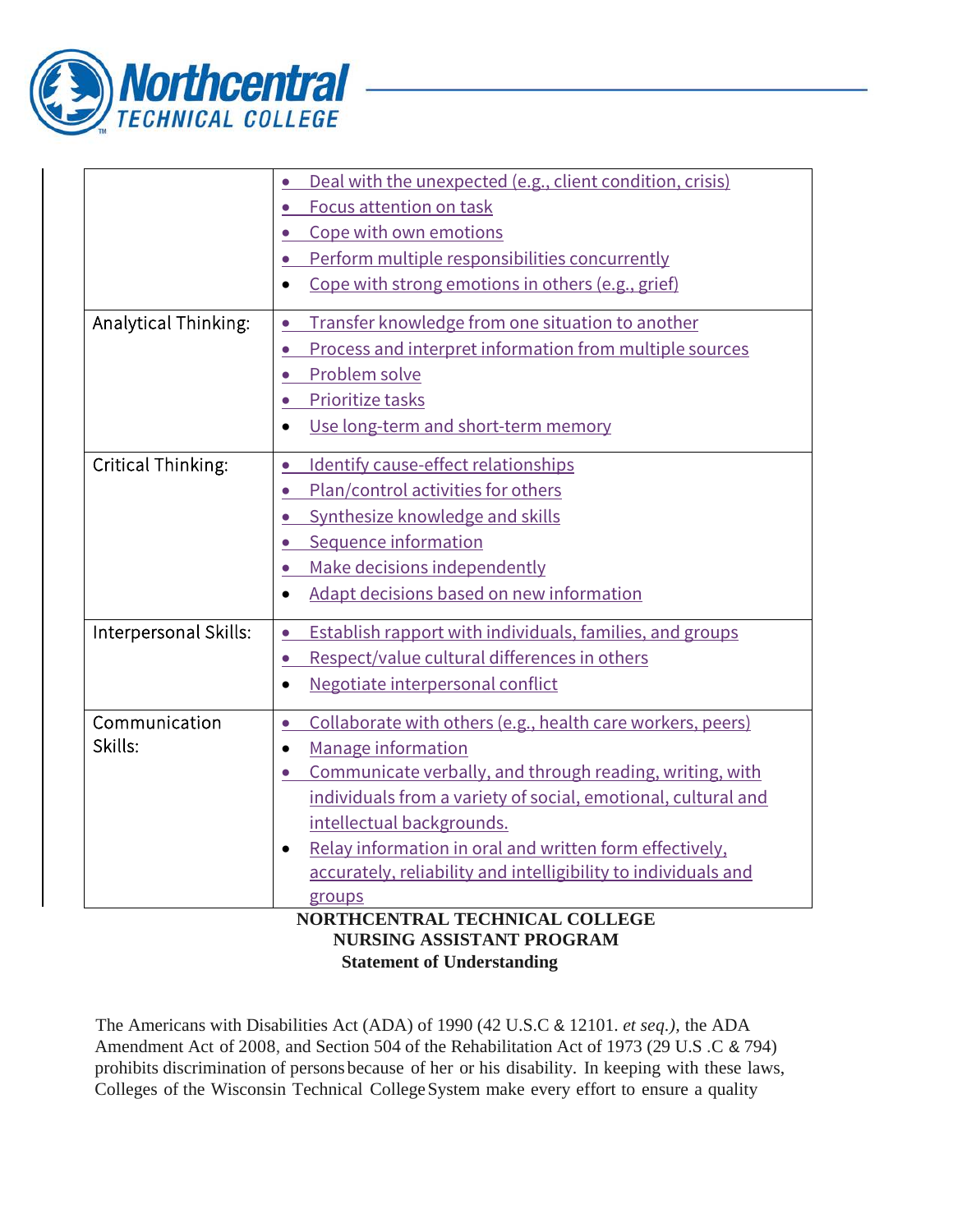| | |
|---|---|
| | • Deal with the unexpected (e.g., client condition, crisis)<br>• Focus attention on task<br>• Cope with own emotions<br>• Perform multiple responsibilities concurrently<br>• Cope with strong emotions in others (e.g., grief) |
| Analytical Thinking: | • Transfer knowledge from one situation to another<br>• Process and interpret information from multiple sources<br>• Problem solve<br>• Prioritize tasks<br>• Use long-term and short-term memory |
| Critical Thinking: | • Identify cause-effect relationships<br>• Plan/control activities for others<br>• Synthesize knowledge and skills<br>• Sequence information<br>• Make decisions independently<br>• Adapt decisions based on new information |
| Interpersonal Skills: | • Establish rapport with individuals, families, and groups<br>• Respect/value cultural differences in others<br>• Negotiate interpersonal conflict |
| Communication Skills: | • Collaborate with others (e.g., health care workers, peers)<br>• Manage information<br>• Communicate verbally, and through reading, writing, with individuals from a variety of social, emotional, cultural and intellectual backgrounds.<br>• Relay information in oral and written form effectively, accurately, reliability and intelligibility to individuals and groups |

**NORTHCENTRAL TECHNICAL COLLEGE**
**NURSING ASSISTANT PROGRAM**
**Statement of Understanding**

The Americans with Disabilities Act (ADA) of 1990 (42 U.S.C & 12101. *et seq.)*, the ADA Amendment Act of 2008, and Section 504 of the Rehabilitation Act of 1973 (29 U.S .C & 794) prohibits discrimination of persons because of her or his disability. In keeping with these laws, Colleges of the Wisconsin Technical College System make every effort to ensure a quality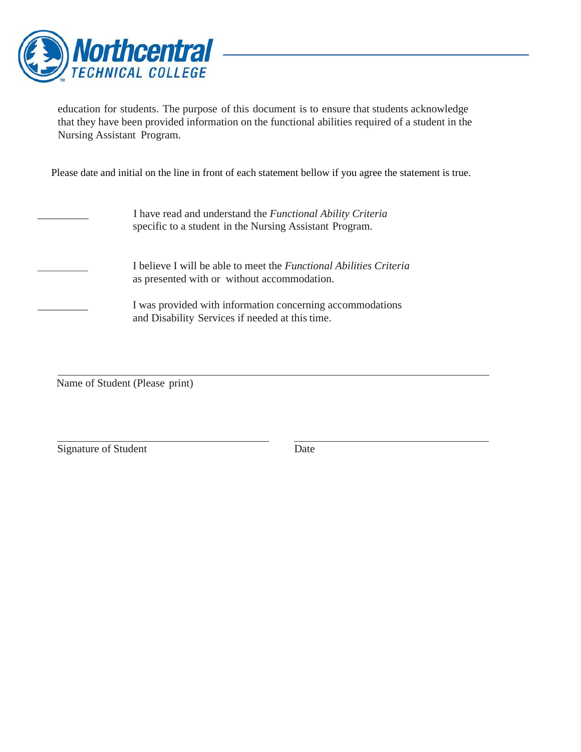education for students. The purpose of this document is to ensure that students acknowledge that they have been provided information on the functional abilities required of a student in the Nursing Assistant Program.

Please date and initial on the line in front of each statement bellow if you agree the statement is true.

_________ I have read and understand the *Functional Ability Criteria* specific to a student in the Nursing Assistant Program.

_________ I believe I will be able to meet the *Functional Abilities Criteria* as presented with or without accommodation.

_________ I was provided with information concerning accommodations and Disability Services if needed at this time.

______________________________________________________________

Name of Student (Please print)

______________________________ ______________________________

Signature of Student Date